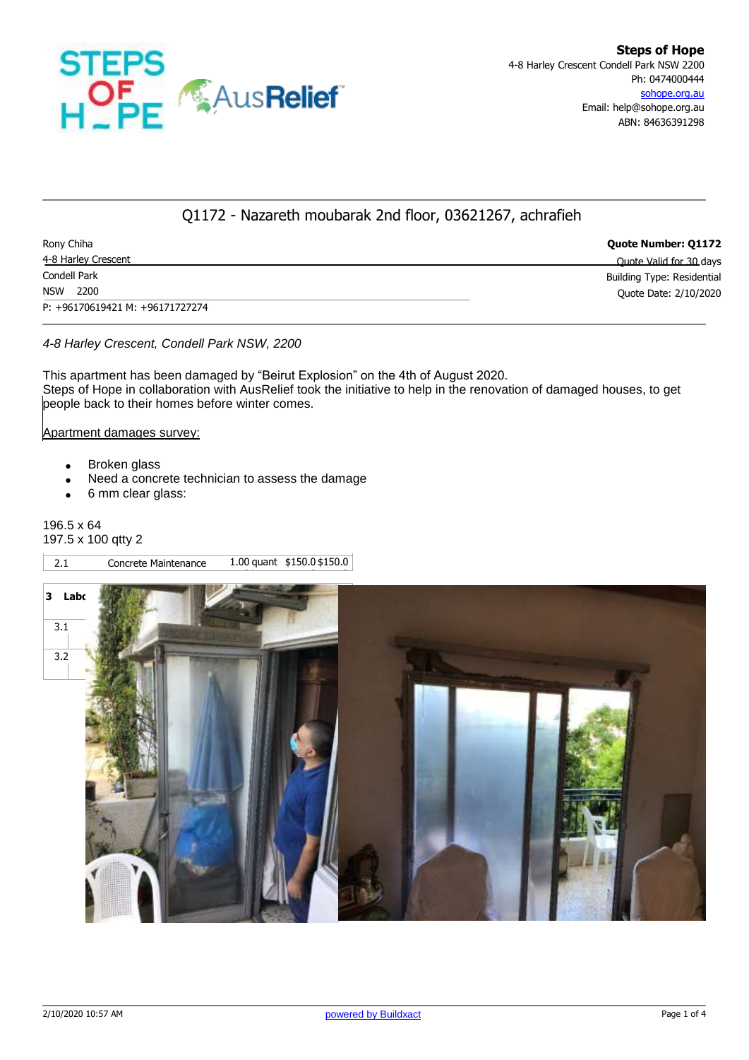**Steps of Hope**
4-8 Harley Crescent Condell Park NSW 2200
Ph: 0474000444
sohope.org.au
Email: help@sohope.org.au
ABN: 84636391298

## Q1172 - Nazareth moubarak 2nd floor, 03621267, achrafieh

Rony Chiha
4-8 Harley Crescent
Condell Park
NSW 2200
P: +96170619421 M: +96171727274

**Quote Number: Q1172**
Quote Valid for 30 days
Building Type: Residential
Quote Date: 2/10/2020

*4-8 Harley Crescent, Condell Park NSW, 2200*

This apartment has been damaged by "Beirut Explosion" on the 4th of August 2020.
Steps of Hope in collaboration with AusRelief took the initiative to help in the renovation of damaged houses, to get people back to their homes before winter comes.

Apartment damages survey:

- Broken glass
- Need a concrete technician to assess the damage
- 6 mm clear glass:

196.5 x 64
197.5 x 100 qtty 2

| | | | | |
|---|---|---|---|---|
| 2.1 | Concrete Maintenance | 1.00 quant | $150.0 | $150.0 |

| | |
|---|---|
| **3** | **Labo** |
| 3.1 | |
| 3.2 | |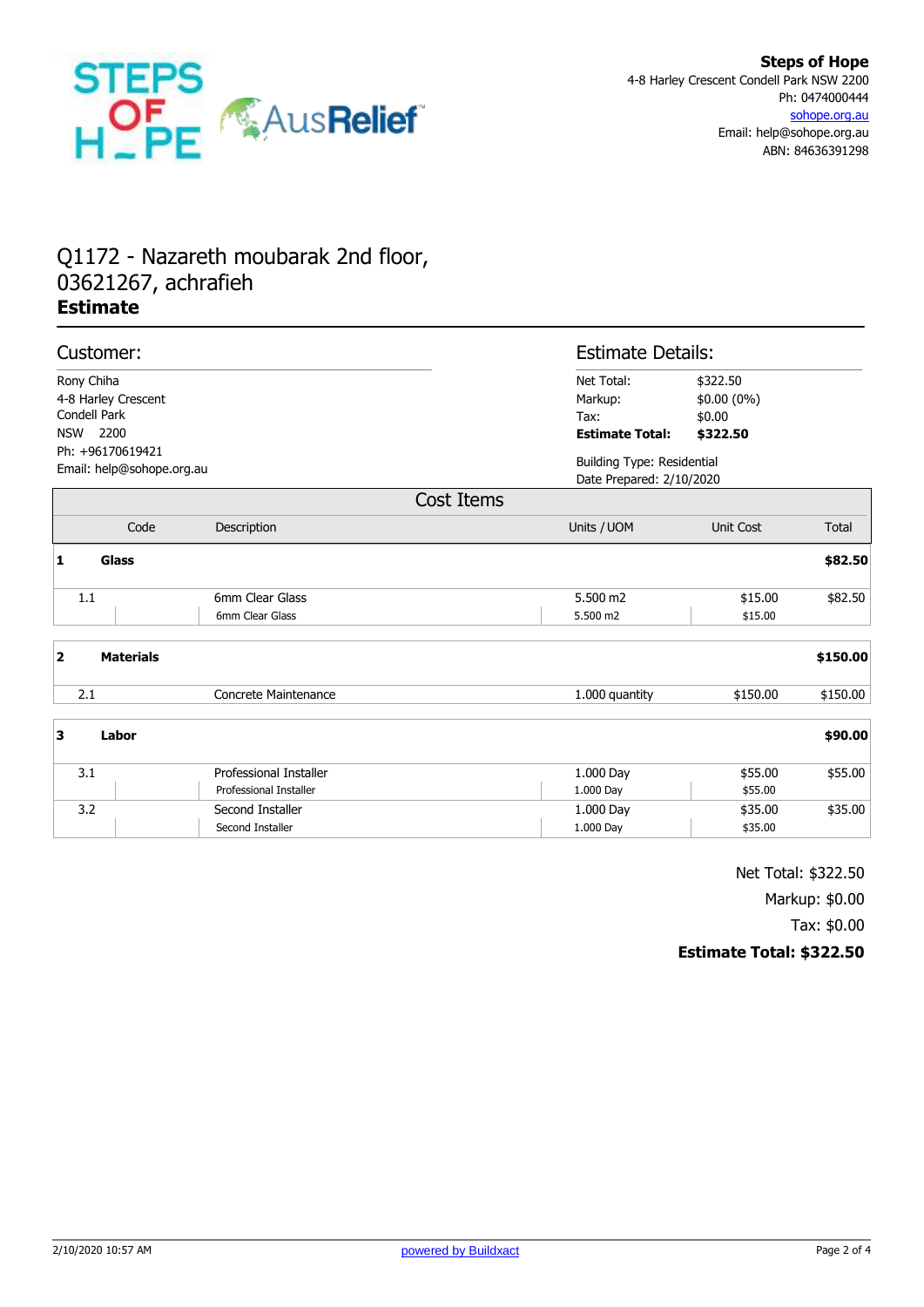**Steps of Hope**
4-8 Harley Crescent Condell Park NSW 2200
Ph: 0474000444
sohope.org.au
Email: help@sohope.org.au
ABN: 84636391298

# Q1172 - Nazareth moubarak 2nd floor, 03621267, achrafieh
## Estimate

### Customer:

Rony Chiha
4-8 Harley Crescent
Condell Park
NSW 2200
Ph: +96170619421
Email: help@sohope.org.au

### Estimate Details:

| | |
|---|---|
| Net Total: | $322.50 |
| Markup: | $0.00 (0%) |
| Tax: | $0.00 |
| **Estimate Total:** | **$322.50** |

Building Type: Residential
Date Prepared: 2/10/2020

### Cost Items

| | Code | Description | Units / UOM | Unit Cost | Total |
|---|---|---|---|---|---|
| **1** | **Glass** | | | | **$82.50** |
| 1.1 | | 6mm Clear Glass<br>6mm Clear Glass | 5.500 m2<br>5.500 m2 | $15.00<br>$15.00 | $82.50 |
| **2** | **Materials** | | | | **$150.00** |
| 2.1 | | Concrete Maintenance | 1.000 quantity | $150.00 | $150.00 |
| **3** | **Labor** | | | | **$90.00** |
| 3.1 | | Professional Installer<br>Professional Installer | 1.000 Day<br>1.000 Day | $55.00<br>$55.00 | $55.00 |
| 3.2 | | Second Installer<br>Second Installer | 1.000 Day<br>1.000 Day | $35.00<br>$35.00 | $35.00 |

Net Total: $322.50
Markup: $0.00
Tax: $0.00
**Estimate Total: $322.50**

2/10/2020 10:57 AM
powered by Buildxact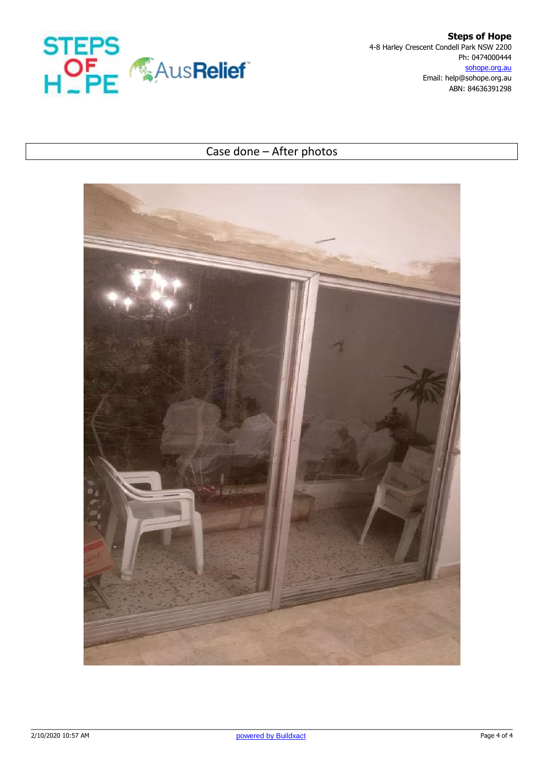**Steps of Hope**
4-8 Harley Crescent Condell Park NSW 2200
Ph: 0474000444
sohope.org.au
Email: help@sohope.org.au
ABN: 84636391298

## Case done – After photos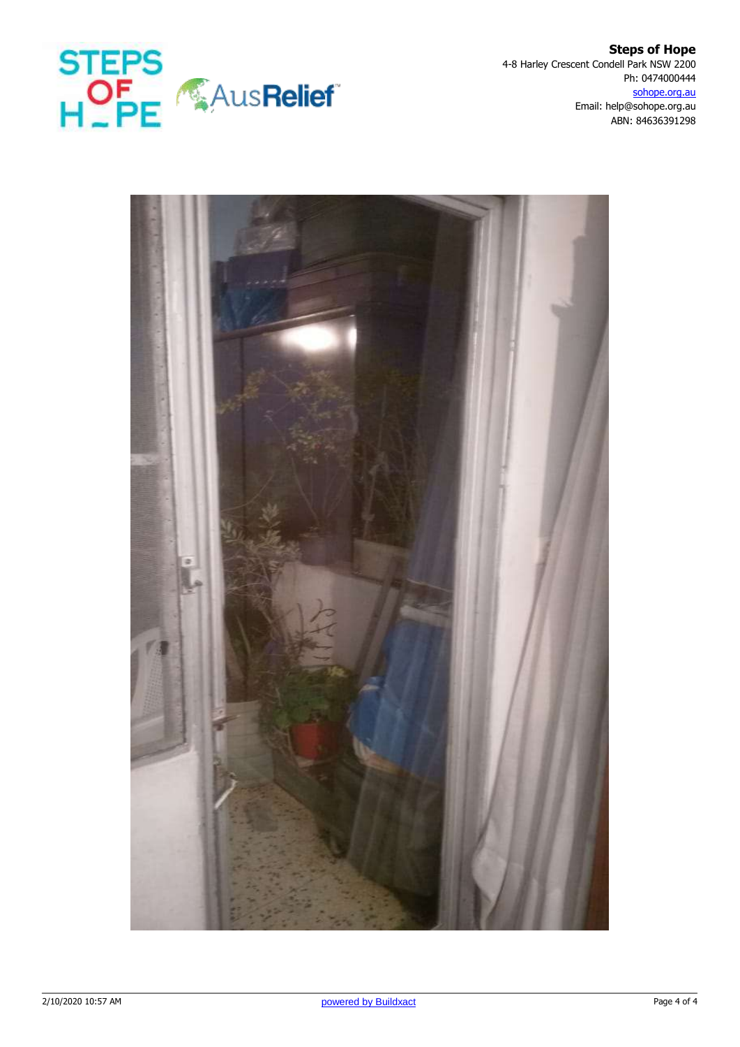**Steps of Hope**
4-8 Harley Crescent Condell Park NSW 2200
Ph: 0474000444
sohope.org.au
Email: help@sohope.org.au
ABN: 84636391298